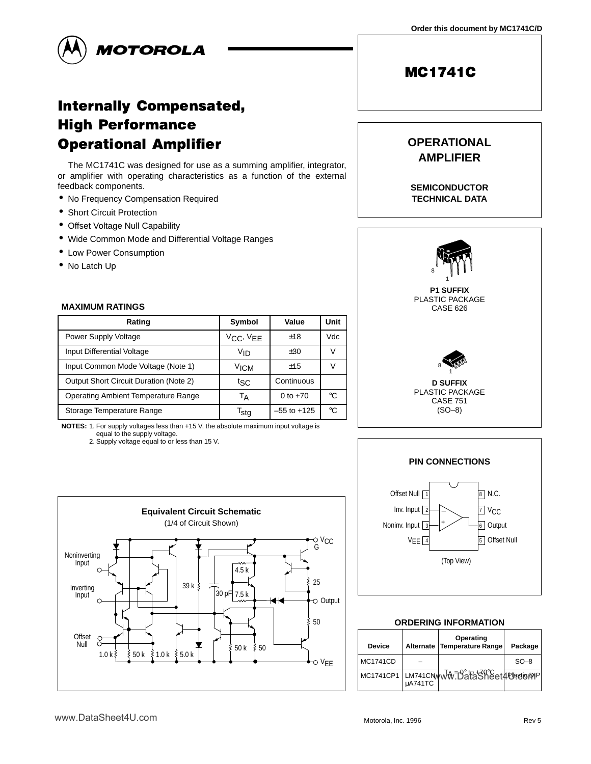# MC1741C

# Internally Compensated, High Performance Operational Amplifier

The MC1741C was designed for use as a summing amplifier, integrator, or amplifier with operating characteristics as a function of the external feedback components.

- No Frequency Compensation Required
- Short Circuit Protection
- Offset Voltage Null Capability
- Wide Common Mode and Differential Voltage Ranges
- Low Power Consumption
- No Latch Up

**OPERATIONAL AMPLIFIER**

**SEMICONDUCTOR TECHNICAL DATA**

**P1 SUFFIX**
PLASTIC PACKAGE
CASE 626

**D SUFFIX**
PLASTIC PACKAGE
CASE 751
(SO–8)

## MAXIMUM RATINGS

| Rating | Symbol | Value | Unit |
|---|---|---|---|
| Power Supply Voltage | $V_{CC}$, $V_{EE}$ | ±18 | Vdc |
| Input Differential Voltage | $V_{ID}$ | ±30 | V |
| Input Common Mode Voltage (Note 1) | $V_{ICM}$ | ±15 | V |
| Output Short Circuit Duration (Note 2) | $t_{SC}$ | Continuous | |
| Operating Ambient Temperature Range | $T_A$ | 0 to +70 | °C |
| Storage Temperature Range | $T_{stg}$ | –55 to +125 | °C |

**NOTES:** 1. For supply voltages less than +15 V, the absolute maximum input voltage is equal to the supply voltage.
2. Supply voltage equal to or less than 15 V.

**PIN CONNECTIONS**

| Pin | Function |
|---|---|
| 1 | Offset Null |
| 2 | Inv. Input |
| 3 | Noninv. Input |
| 4 | $V_{EE}$ |
| 5 | Offset Null |
| 6 | Output |
| 7 | $V_{CC}$ |
| 8 | N.C. |

(Top View)

**Equivalent Circuit Schematic**
(1/4 of Circuit Shown)

## ORDERING INFORMATION

| Device | Alternate | Operating Temperature Range | Package |
|---|---|---|---|
| MC1741CD | – | $T_A$ = 0° to +70°C | SO–8 |
| MC1741CP1 | LM741CN μA741TC | | Plastic DIP |

Motorola, Inc. 1996 Rev 5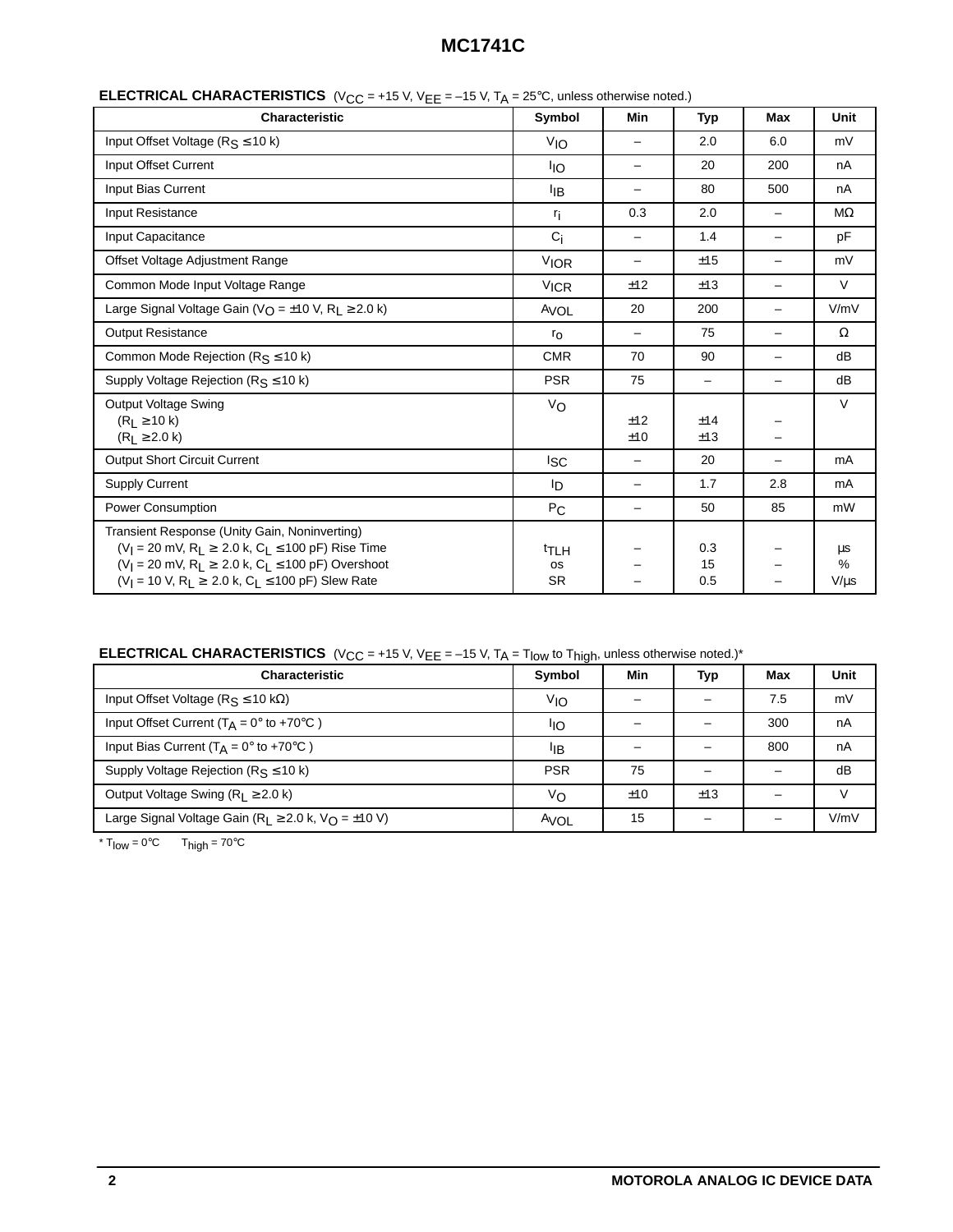# MC1741C

**ELECTRICAL CHARACTERISTICS** ($V_{CC}$ = +15 V, $V_{EE}$ = –15 V, $T_A$ = 25°C, unless otherwise noted.)

| Characteristic | Symbol | Min | Typ | Max | Unit |
|---|---|---|---|---|---|
| Input Offset Voltage ($R_S$ ≤ 10 k) | $V_{IO}$ | – | 2.0 | 6.0 | mV |
| Input Offset Current | $I_{IO}$ | – | 20 | 200 | nA |
| Input Bias Current | $I_{IB}$ | – | 80 | 500 | nA |
| Input Resistance | $r_i$ | 0.3 | 2.0 | – | MΩ |
| Input Capacitance | $C_i$ | – | 1.4 | – | pF |
| Offset Voltage Adjustment Range | $V_{IOR}$ | – | ±15 | – | mV |
| Common Mode Input Voltage Range | $V_{ICR}$ | ±12 | ±13 | – | V |
| Large Signal Voltage Gain ($V_O$ = ±10 V, $R_L$ ≥ 2.0 k) | $A_{VOL}$ | 20 | 200 | – | V/mV |
| Output Resistance | $r_o$ | – | 75 | – | Ω |
| Common Mode Rejection ($R_S$ ≤ 10 k) | CMR | 70 | 90 | – | dB |
| Supply Voltage Rejection ($R_S$ ≤ 10 k) | PSR | 75 | – | – | dB |
| Output Voltage Swing<br>($R_L$ ≥ 10 k)<br>($R_L$ ≥ 2.0 k) | $V_O$ | <br>±12<br>±10 | <br>±14<br>±13 | <br>–<br>– | V |
| Output Short Circuit Current | $I_{SC}$ | – | 20 | – | mA |
| Supply Current | $I_D$ | – | 1.7 | 2.8 | mA |
| Power Consumption | $P_C$ | – | 50 | 85 | mW |
| Transient Response (Unity Gain, Noninverting)<br>($V_I$ = 20 mV, $R_L$ ≥ 2.0 k, $C_L$ ≤ 100 pF) Rise Time<br>($V_I$ = 20 mV, $R_L$ ≥ 2.0 k, $C_L$ ≤ 100 pF) Overshoot<br>($V_I$ = 10 V, $R_L$ ≥ 2.0 k, $C_L$ ≤ 100 pF) Slew Rate | <br>$t_{TLH}$<br>os<br>SR | <br>–<br>–<br>– | <br>0.3<br>15<br>0.5 | <br>–<br>–<br>– | <br>µs<br>%<br>V/µs |

**ELECTRICAL CHARACTERISTICS** ($V_{CC}$ = +15 V, $V_{EE}$ = –15 V, $T_A$ = $T_{low}$ to $T_{high}$, unless otherwise noted.)*

| Characteristic | Symbol | Min | Typ | Max | Unit |
|---|---|---|---|---|---|
| Input Offset Voltage ($R_S$ ≤ 10 kΩ) | $V_{IO}$ | – | – | 7.5 | mV |
| Input Offset Current ($T_A$ = 0° to +70°C ) | $I_{IO}$ | – | – | 300 | nA |
| Input Bias Current ($T_A$ = 0° to +70°C ) | $I_{IB}$ | – | – | 800 | nA |
| Supply Voltage Rejection ($R_S$ ≤ 10 k) | PSR | 75 | – | – | dB |
| Output Voltage Swing ($R_L$ ≥ 2.0 k) | $V_O$ | ±10 | ±13 | – | V |
| Large Signal Voltage Gain ($R_L$ ≥ 2.0 k, $V_O$ = ±10 V) | $A_{VOL}$ | 15 | – | – | V/mV |

* $T_{low}$ = 0°C   $T_{high}$ = 70°C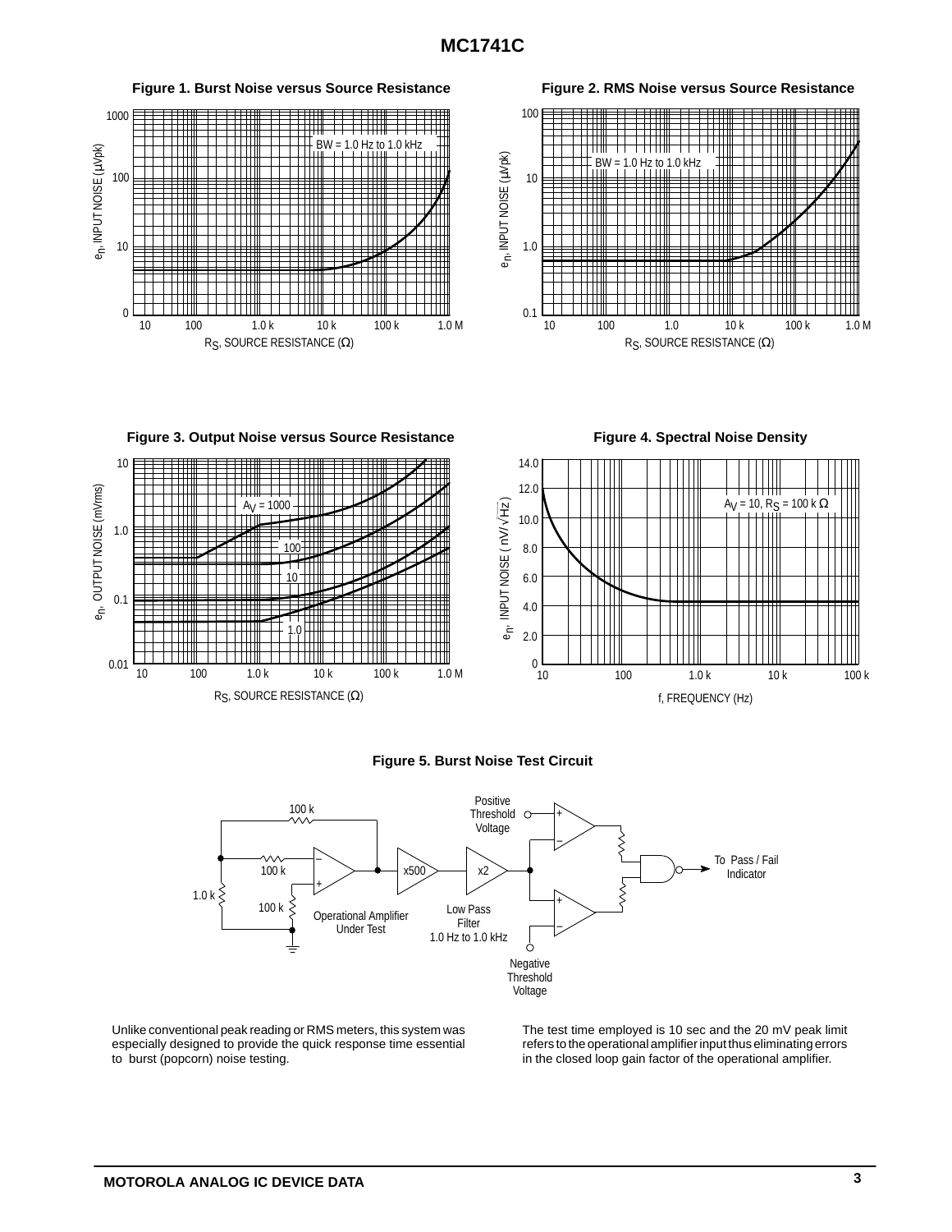**Figure 1. Burst Noise versus Source Resistance**

**Figure 2. RMS Noise versus Source Resistance**

**Figure 3. Output Noise versus Source Resistance**

**Figure 4. Spectral Noise Density**

**Figure 5. Burst Noise Test Circuit**

Unlike conventional peak reading or RMS meters, this system was especially designed to provide the quick response time essential to burst (popcorn) noise testing.

The test time employed is 10 sec and the 20 mV peak limit refers to the operational amplifier input thus eliminating errors in the closed loop gain factor of the operational amplifier.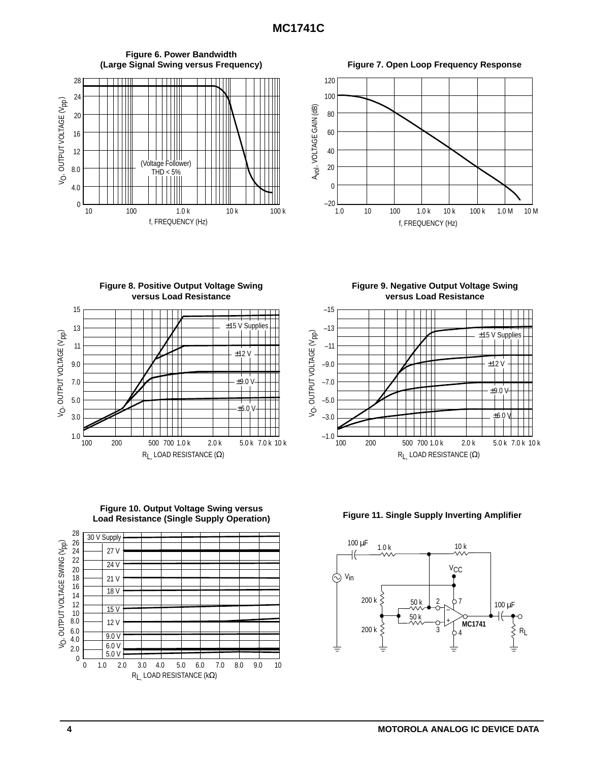**Figure 6. Power Bandwidth (Large Signal Swing versus Frequency)**

(Voltage Follower) THD < 5%

$V_O$, OUTPUT VOLTAGE ($V_{pp}$) vs. f, FREQUENCY (Hz)

**Figure 7. Open Loop Frequency Response**

$A_{vol}$, VOLTAGE GAIN (dB) vs. f, FREQUENCY (Hz)

**Figure 8. Positive Output Voltage Swing versus Load Resistance**

±15 V Supplies, ±12 V, ±9.0 V, ±6.0 V

$V_O$, OUTPUT VOLTAGE ($V_{pp}$) vs. $R_L$, LOAD RESISTANCE (Ω)

**Figure 9. Negative Output Voltage Swing versus Load Resistance**

±15 V Supplies, ±12 V, ±9.0 V, ±6.0 V

$V_O$, OUTPUT VOLTAGE ($V_{pp}$) vs. $R_L$, LOAD RESISTANCE (Ω)

**Figure 10. Output Voltage Swing versus Load Resistance (Single Supply Operation)**

30 V Supply, 27 V, 24 V, 21 V, 18 V, 15 V, 12 V, 9.0 V, 6.0 V, 5.0 V

$V_O$, OUTPUT VOLTAGE SWING ($V_{pp}$) vs. $R_L$, LOAD RESISTANCE (kΩ)

**Figure 11. Single Supply Inverting Amplifier**

$V_{in}$, 100 μF, 1.0 k, 10 k, $V_{CC}$, 200 k, 200 k, 50 k, 50 k, MC1741, 100 μF, $R_L$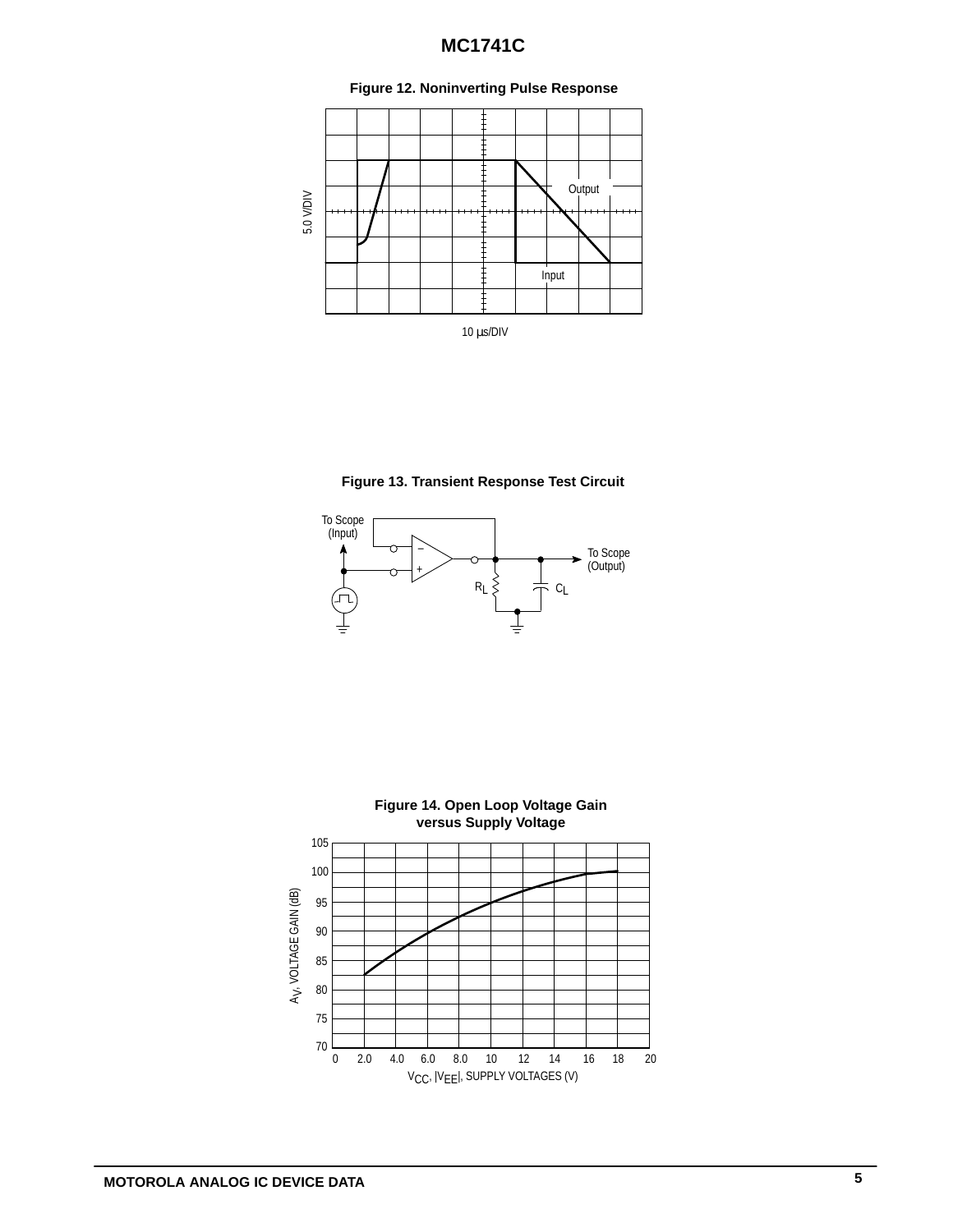**Figure 12. Noninverting Pulse Response**

5.0 V/DIV

Output

Input

10 μs/DIV

**Figure 13. Transient Response Test Circuit**

To Scope (Input)

To Scope (Output)

$R_L$

$C_L$

**Figure 14. Open Loop Voltage Gain versus Supply Voltage**

$A_V$, VOLTAGE GAIN (dB)

$V_{CC}$, $|V_{EE}|$, SUPPLY VOLTAGES (V)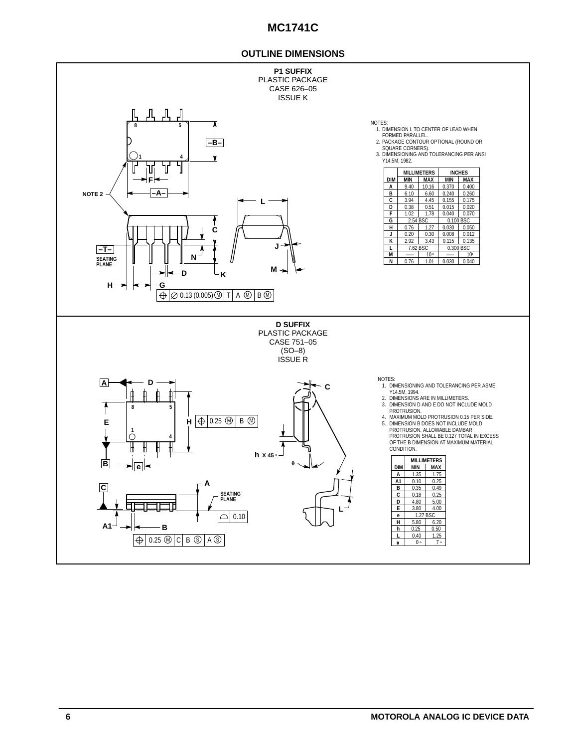## OUTLINE DIMENSIONS

### P1 SUFFIX
PLASTIC PACKAGE
CASE 626–05
ISSUE K

NOTES:
1. DIMENSION L TO CENTER OF LEAD WHEN FORMED PARALLEL.
2. PACKAGE CONTOUR OPTIONAL (ROUND OR SQUARE CORNERS).
3. DIMENSIONING AND TOLERANCING PER ANSI Y14.5M, 1982.

| DIM | MILLIMETERS MIN | MILLIMETERS MAX | INCHES MIN | INCHES MAX |
|---|---|---|---|---|
| A | 9.40 | 10.16 | 0.370 | 0.400 |
| B | 6.10 | 6.60 | 0.240 | 0.260 |
| C | 3.94 | 4.45 | 0.155 | 0.175 |
| D | 0.38 | 0.51 | 0.015 | 0.020 |
| F | 1.02 | 1.78 | 0.040 | 0.070 |
| G | 2.54 BSC | | 0.100 BSC | |
| H | 0.76 | 1.27 | 0.030 | 0.050 |
| J | 0.20 | 0.30 | 0.008 | 0.012 |
| K | 2.92 | 3.43 | 0.115 | 0.135 |
| L | 7.62 BSC | | 0.300 BSC | |
| M | — | 10° | — | 10° |
| N | 0.76 | 1.01 | 0.030 | 0.040 |

### D SUFFIX
PLASTIC PACKAGE
CASE 751–05
(SO–8)
ISSUE R

NOTES:
1. DIMENSIONING AND TOLERANCING PER ASME Y14.5M, 1994.
2. DIMENSIONS ARE IN MILLIMETERS.
3. DIMENSION D AND E DO NOT INCLUDE MOLD PROTRUSION.
4. MAXIMUM MOLD PROTRUSION 0.15 PER SIDE.
5. DIMENSION B DOES NOT INCLUDE MOLD PROTRUSION. ALLOWABLE DAMBAR PROTRUSION SHALL BE 0.127 TOTAL IN EXCESS OF THE B DIMENSION AT MAXIMUM MATERIAL CONDITION.

| DIM | MILLIMETERS MIN | MILLIMETERS MAX |
|---|---|---|
| A | 1.35 | 1.75 |
| A1 | 0.10 | 0.25 |
| B | 0.35 | 0.49 |
| C | 0.18 | 0.25 |
| D | 4.80 | 5.00 |
| E | 3.80 | 4.00 |
| e | 1.27 BSC | |
| H | 5.80 | 6.20 |
| h | 0.25 | 0.50 |
| L | 0.40 | 1.25 |
| θ | 0° | 7° |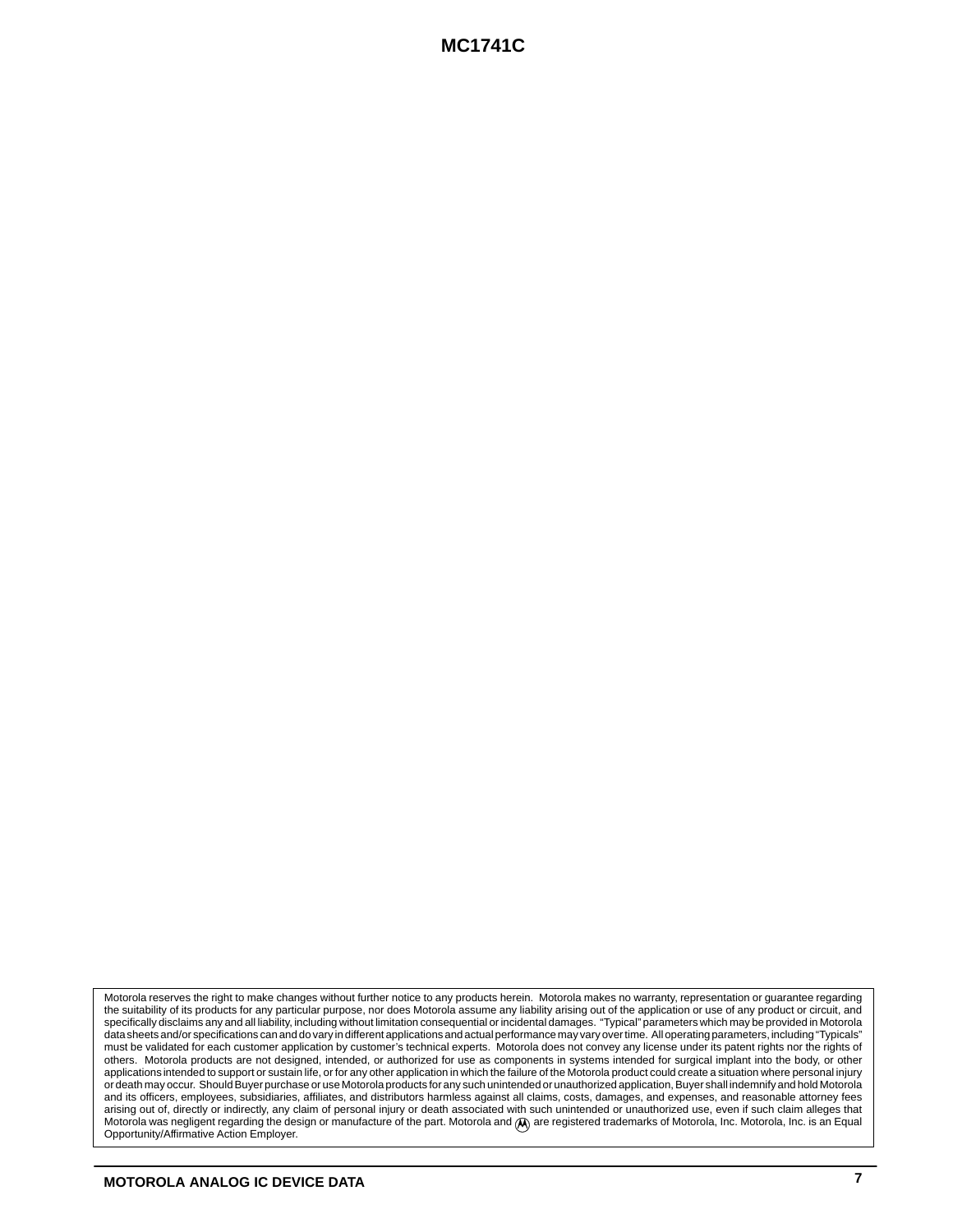Motorola reserves the right to make changes without further notice to any products herein. Motorola makes no warranty, representation or guarantee regarding the suitability of its products for any particular purpose, nor does Motorola assume any liability arising out of the application or use of any product or circuit, and specifically disclaims any and all liability, including without limitation consequential or incidental damages. "Typical" parameters which may be provided in Motorola data sheets and/or specifications can and do vary in different applications and actual performance may vary over time. All operating parameters, including "Typicals" must be validated for each customer application by customer's technical experts. Motorola does not convey any license under its patent rights nor the rights of others. Motorola products are not designed, intended, or authorized for use as components in systems intended for surgical implant into the body, or other applications intended to support or sustain life, or for any other application in which the failure of the Motorola product could create a situation where personal injury or death may occur. Should Buyer purchase or use Motorola products for any such unintended or unauthorized application, Buyer shall indemnify and hold Motorola and its officers, employees, subsidiaries, affiliates, and distributors harmless against all claims, costs, damages, and expenses, and reasonable attorney fees arising out of, directly or indirectly, any claim of personal injury or death associated with such unintended or unauthorized use, even if such claim alleges that Motorola was negligent regarding the design or manufacture of the part. Motorola and Ⓜ are registered trademarks of Motorola, Inc. Motorola, Inc. is an Equal Opportunity/Affirmative Action Employer.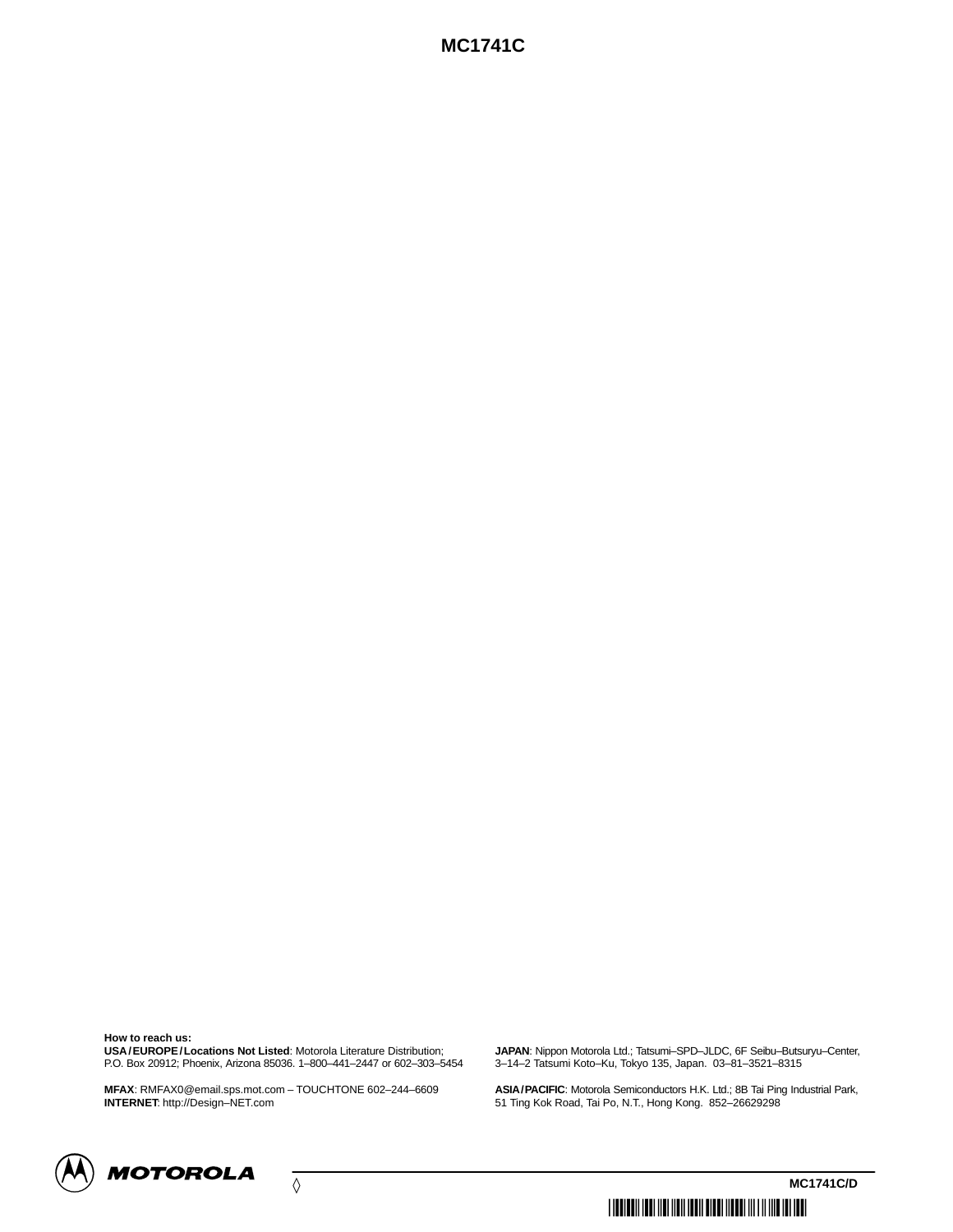**How to reach us:**
**USA / EUROPE / Locations Not Listed**: Motorola Literature Distribution; P.O. Box 20912; Phoenix, Arizona 85036. 1–800–441–2447 or 602–303–5454

**MFAX**: RMFAX0@email.sps.mot.com – TOUCHTONE 602–244–6609
**INTERNET**: http://Design–NET.com

**JAPAN**: Nippon Motorola Ltd.; Tatsumi–SPD–JLDC, 6F Seibu–Butsuryu–Center, 3–14–2 Tatsumi Koto–Ku, Tokyo 135, Japan. 03–81–3521–8315

**ASIA / PACIFIC**: Motorola Semiconductors H.K. Ltd.; 8B Tai Ping Industrial Park, 51 Ting Kok Road, Tai Po, N.T., Hong Kong. 852–26629298

MOTOROLA

◊

MC1741C/D